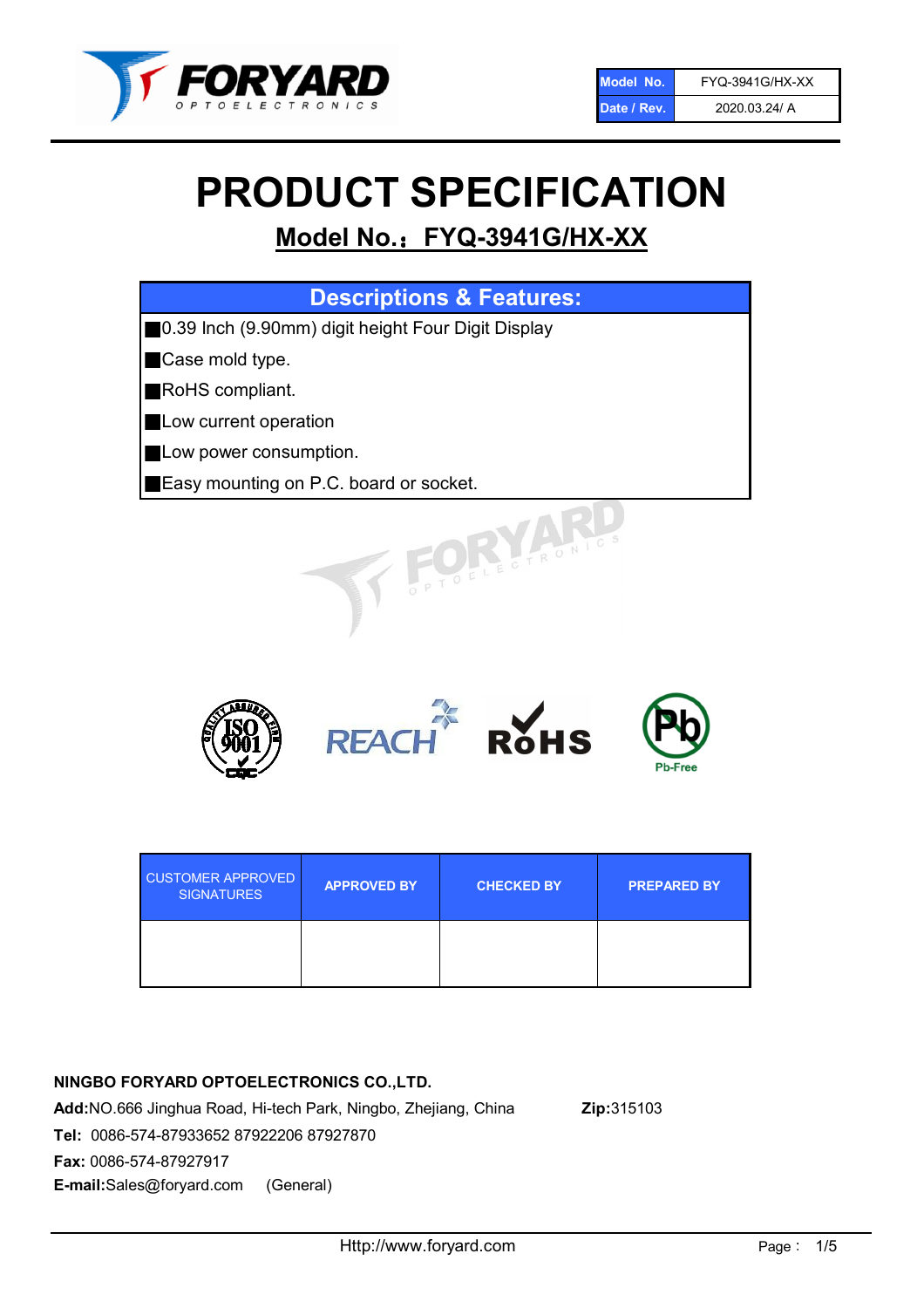| Model No. | FYQ-3941G/HX-XX |
| --- | --- |
| Date / Rev. | 2020.03.24/ A |

# PRODUCT SPECIFICATION

## Model No.：FYQ-3941G/HX-XX

| Descriptions & Features: |
| --- |
| ■0.39 Inch (9.90mm) digit height Four Digit Display |
| ■Case mold type. |
| ■RoHS compliant. |
| ■Low current operation |
| ■Low power consumption. |
| ■Easy mounting on P.C. board or socket. |

| CUSTOMER APPROVED SIGNATURES | APPROVED BY | CHECKED BY | PREPARED BY |
| --- | --- | --- | --- |
| | | | |

**NINGBO FORYARD OPTOELECTRONICS CO.,LTD.**

**Add:**NO.666 Jinghua Road, Hi-tech Park, Ningbo, Zhejiang, China **Zip:**315103

**Tel:** 0086-574-87933652 87922206 87927870

**Fax:** 0086-574-87927917

**E-mail:**Sales@foryard.com (General)

Http://www.foryard.com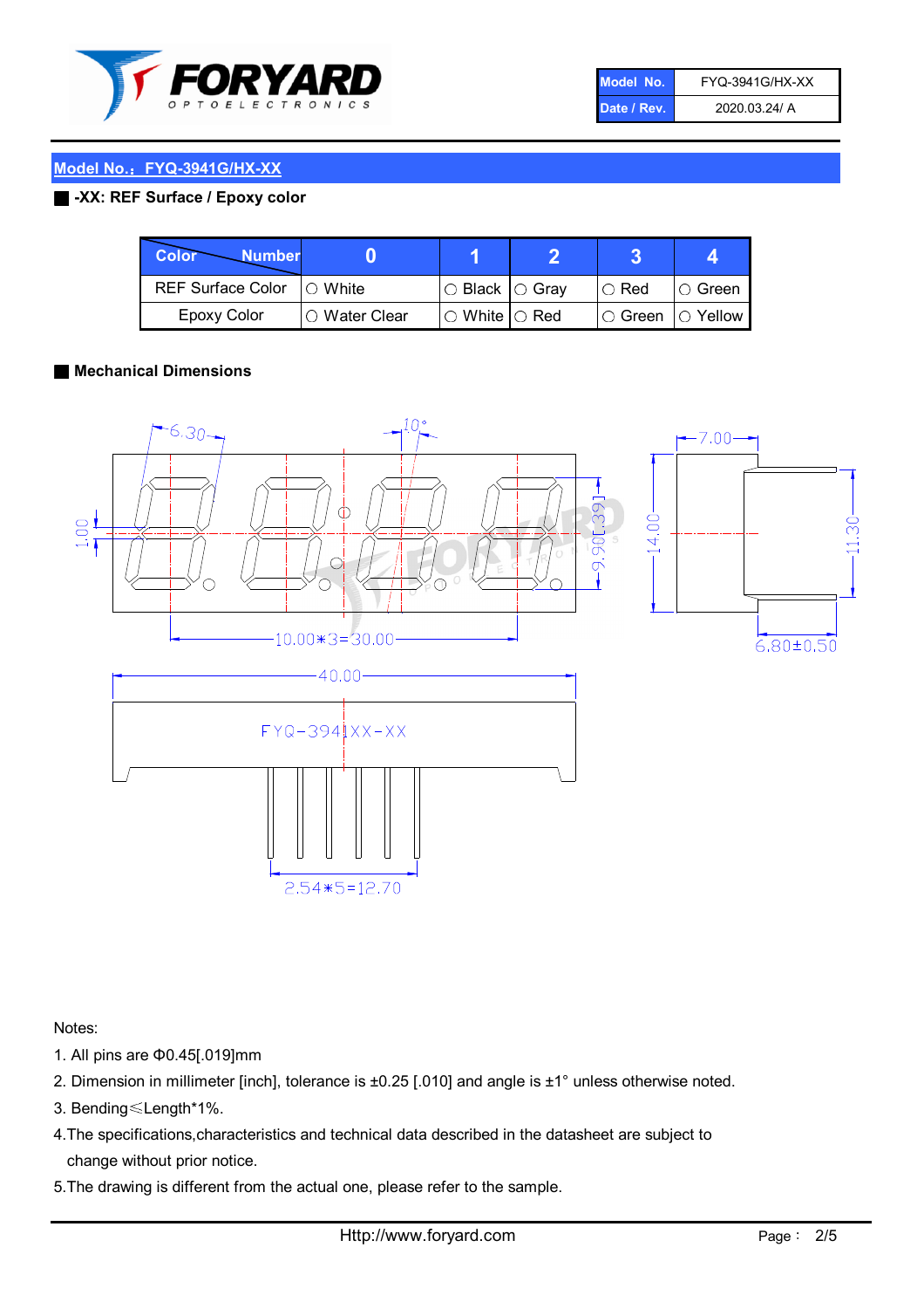| Model No. | FYQ-3941G/HX-XX |
|---|---|
| Date / Rev. | 2020.03.24/ A |

## Model No.：FYQ-3941G/HX-XX

### -XX: REF Surface / Epoxy color

| Color \ Number | 0 | 1 | 2 | 3 | 4 |
|---|---|---|---|---|---|
| REF Surface Color | ○ White | ○ Black | ○ Gray | ○ Red | ○ Green |
| Epoxy Color | ○ Water Clear | ○ White | ○ Red | ○ Green | ○ Yellow |

### Mechanical Dimensions

6.30
10°
7.00
1.00
9.90[.39]
14.00
11.30
10.00*3=30.00
6.80±0.50
40.00
FYQ-3941XX-XX
2.54*5=12.70

Notes:

1. All pins are Φ0.45[.019]mm
2. Dimension in millimeter [inch], tolerance is ±0.25 [.010] and angle is ±1° unless otherwise noted.
3. Bending≤Length*1%.
4. The specifications,characteristics and technical data described in the datasheet are subject to change without prior notice.
5. The drawing is different from the actual one, please refer to the sample.

Http://www.foryard.com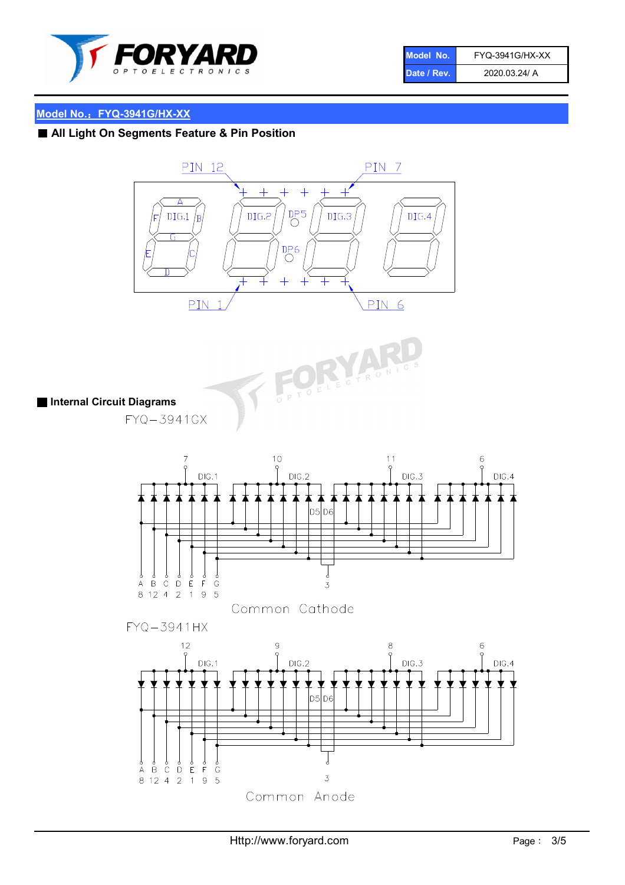## Model No.：FYQ-3941G/HX-XX

### ■ All Light On Segments Feature & Pin Position

PIN 12 PIN 7

DIG.1 DIG.2 DP5 DIG.3 DIG.4

DP6

PIN 1 PIN 6

### ■ Internal Circuit Diagrams

FYQ-3941GX

Common Cathode

FYQ-3941HX

Common Anode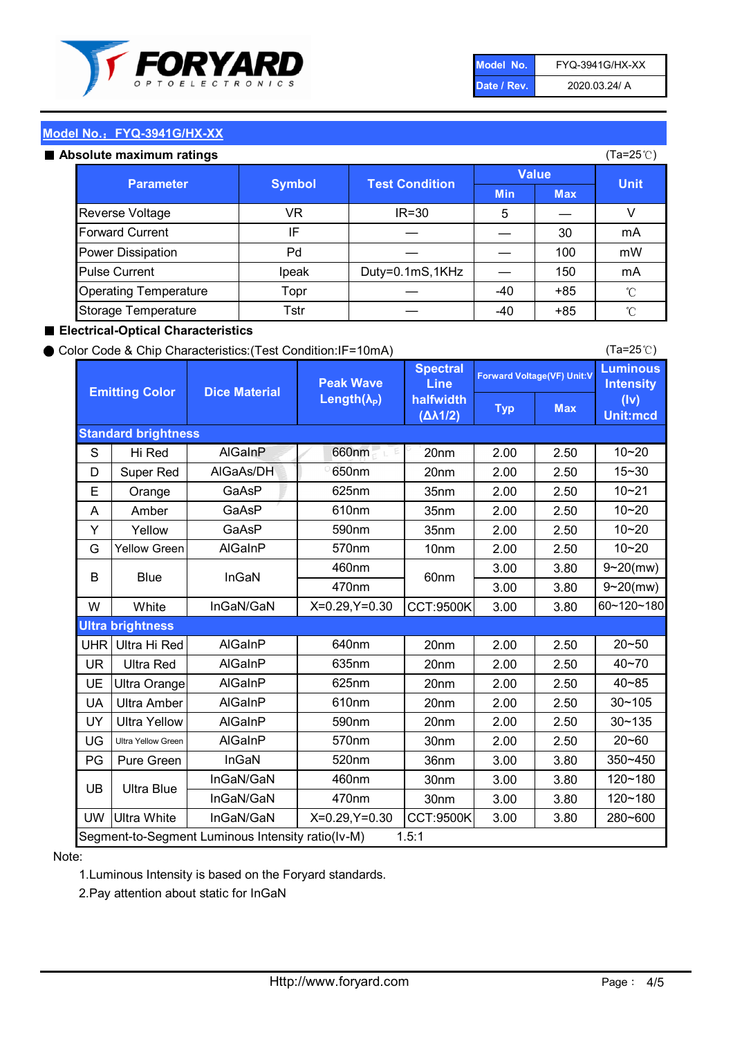| Model No. | FYQ-3941G/HX-XX |
|---|---|
| Date / Rev. | 2020.03.24/ A |

## Model No.：FYQ-3941G/HX-XX

### ■ Absolute maximum ratings

(Ta=25℃)

| Parameter | Symbol | Test Condition | Value | | Unit |
|---|---|---|---|---|---|
| | | | Min | Max | |
| Reverse Voltage | VR | IR=30 | 5 | — | V |
| Forward Current | IF | — | — | 30 | mA |
| Power Dissipation | Pd | — | — | 100 | mW |
| Pulse Current | Ipeak | Duty=0.1mS,1KHz | — | 150 | mA |
| Operating Temperature | Topr | — | -40 | +85 | ℃ |
| Storage Temperature | Tstr | — | -40 | +85 | ℃ |

### ■ Electrical-Optical Characteristics

● Color Code & Chip Characteristics:(Test Condition:IF=10mA)

(Ta=25℃)

| Emitting Color | | Dice Material | Peak Wave Length($\lambda_P$) | Spectral Line halfwidth ($\Delta\lambda 1/2$) | Forward Voltage(VF) Unit:V | | Luminous Intensity (Iv) Unit:mcd |
|---|---|---|---|---|---|---|---|
| | | | | | Typ | Max | |
| **Standard brightness** | | | | | | | |
| S | Hi Red | AlGaInP | 660nm | 20nm | 2.00 | 2.50 | 10~20 |
| D | Super Red | AlGaAs/DH | 650nm | 20nm | 2.00 | 2.50 | 15~30 |
| E | Orange | GaAsP | 625nm | 35nm | 2.00 | 2.50 | 10~21 |
| A | Amber | GaAsP | 610nm | 35nm | 2.00 | 2.50 | 10~20 |
| Y | Yellow | GaAsP | 590nm | 35nm | 2.00 | 2.50 | 10~20 |
| G | Yellow Green | AlGaInP | 570nm | 10nm | 2.00 | 2.50 | 10~20 |
| B | Blue | InGaN | 460nm | 60nm | 3.00 | 3.80 | 9~20(mw) |
| | | | 470nm | | 3.00 | 3.80 | 9~20(mw) |
| W | White | InGaN/GaN | X=0.29,Y=0.30 | CCT:9500K | 3.00 | 3.80 | 60~120~180 |
| **Ultra brightness** | | | | | | | |
| UHR | Ultra Hi Red | AlGaInP | 640nm | 20nm | 2.00 | 2.50 | 20~50 |
| UR | Ultra Red | AlGaInP | 635nm | 20nm | 2.00 | 2.50 | 40~70 |
| UE | Ultra Orange | AlGaInP | 625nm | 20nm | 2.00 | 2.50 | 40~85 |
| UA | Ultra Amber | AlGaInP | 610nm | 20nm | 2.00 | 2.50 | 30~105 |
| UY | Ultra Yellow | AlGaInP | 590nm | 20nm | 2.00 | 2.50 | 30~135 |
| UG | Ultra Yellow Green | AlGaInP | 570nm | 30nm | 2.00 | 2.50 | 20~60 |
| PG | Pure Green | InGaN | 520nm | 36nm | 3.00 | 3.80 | 350~450 |
| UB | Ultra Blue | InGaN/GaN | 460nm | 30nm | 3.00 | 3.80 | 120~180 |
| | | InGaN/GaN | 470nm | 30nm | 3.00 | 3.80 | 120~180 |
| UW | Ultra White | InGaN/GaN | X=0.29,Y=0.30 | CCT:9500K | 3.00 | 3.80 | 280~600 |
| Segment-to-Segment Luminous Intensity ratio(Iv-M) | | | | 1.5:1 | | | |

Note:

1.Luminous Intensity is based on the Foryard standards.

2.Pay attention about static for InGaN

Http://www.foryard.com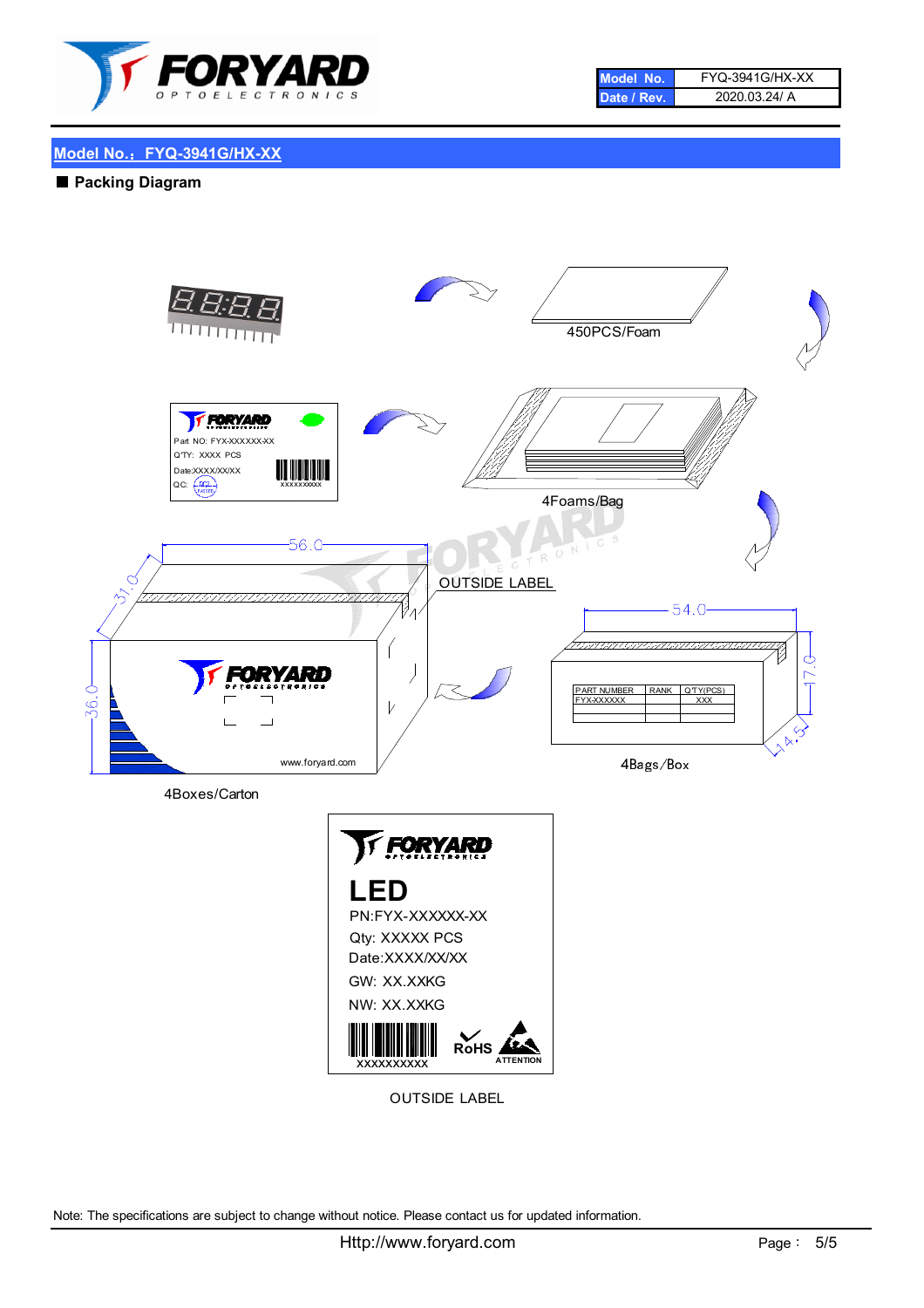| Model No. | FYQ-3941G/HX-XX |
| --- | --- |
| Date / Rev. | 2020.03.24/ A |

## Model No.：FYQ-3941G/HX-XX

### ■ Packing Diagram

450PCS/Foam

Part NO: FYX-XXXXXXX-XX
Q'TY: XXXX PCS
Date:XXXX/XX/XX
QC:

4Foams/Bag

56.0

31.0

36.0

OUTSIDE LABEL

54.0

17.0

14.5

| PART NUMBER | RANK | Q'TY(PCS) |
| --- | --- | --- |
| FYX-XXXXXX | | XXX |

www.foryard.com

4Boxes/Carton

4Bags/Box

LED
PN:FYX-XXXXXX-XX
Qty: XXXXX PCS
Date:XXXX/XX/XX
GW: XX.XXKG
NW: XX.XXKG
XXXXXXXXXX
RoHS
ATTENTION

OUTSIDE LABEL

Note: The specifications are subject to change without notice. Please contact us for updated information.

Http://www.foryard.com